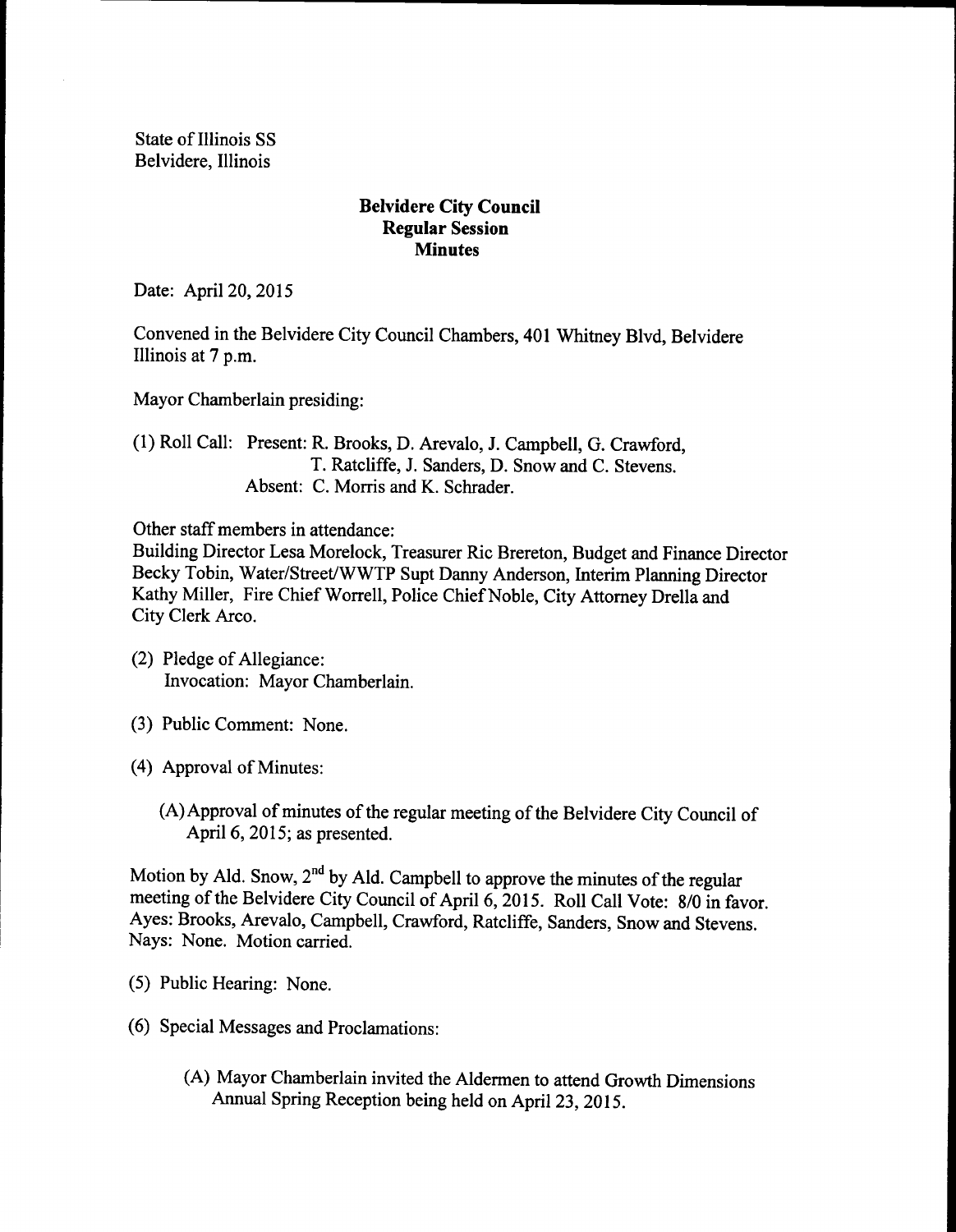State of Illinois SS
Belvidere, Illinois

**Belvidere City Council**
**Regular Session**
**Minutes**

Date: April 20, 2015

Convened in the Belvidere City Council Chambers, 401 Whitney Blvd, Belvidere Illinois at 7 p.m.

Mayor Chamberlain presiding:

(1) Roll Call: Present: R. Brooks, D. Arevalo, J. Campbell, G. Crawford, T. Ratcliffe, J. Sanders, D. Snow and C. Stevens.
Absent: C. Morris and K. Schrader.

Other staff members in attendance:
Building Director Lesa Morelock, Treasurer Ric Brereton, Budget and Finance Director Becky Tobin, Water/Street/WWTP Supt Danny Anderson, Interim Planning Director Kathy Miller, Fire Chief Worrell, Police Chief Noble, City Attorney Drella and City Clerk Arco.

(2) Pledge of Allegiance:
Invocation: Mayor Chamberlain.

(3) Public Comment: None.

(4) Approval of Minutes:

(A) Approval of minutes of the regular meeting of the Belvidere City Council of April 6, 2015; as presented.

Motion by Ald. Snow, 2nd by Ald. Campbell to approve the minutes of the regular meeting of the Belvidere City Council of April 6, 2015. Roll Call Vote: 8/0 in favor. Ayes: Brooks, Arevalo, Campbell, Crawford, Ratcliffe, Sanders, Snow and Stevens. Nays: None. Motion carried.

(5) Public Hearing: None.

(6) Special Messages and Proclamations:

(A) Mayor Chamberlain invited the Aldermen to attend Growth Dimensions Annual Spring Reception being held on April 23, 2015.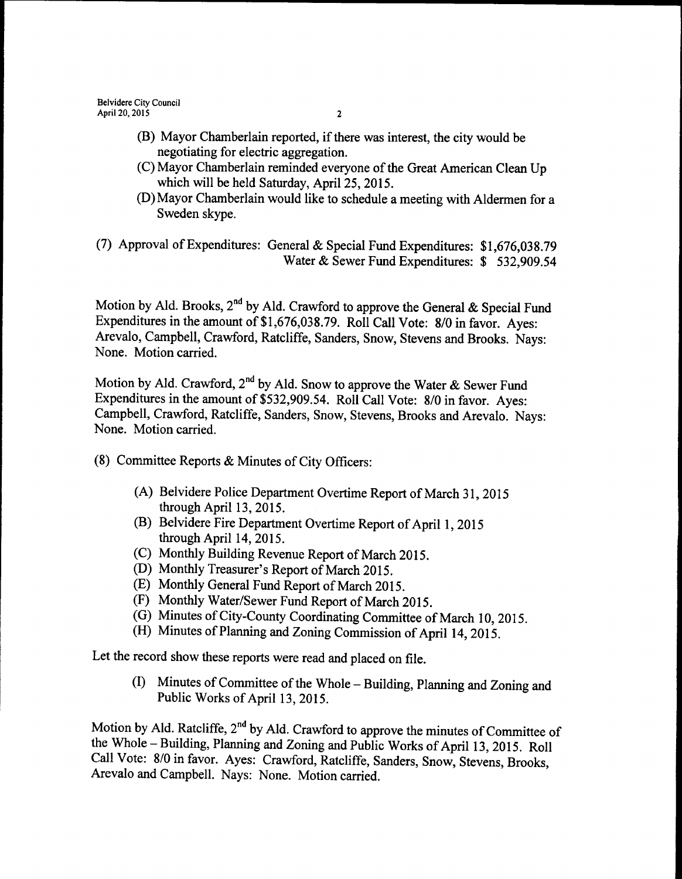(B) Mayor Chamberlain reported, if there was interest, the city would be negotiating for electric aggregation.

(C) Mayor Chamberlain reminded everyone of the Great American Clean Up which will be held Saturday, April 25, 2015.

(D) Mayor Chamberlain would like to schedule a meeting with Aldermen for a Sweden skype.

(7) Approval of Expenditures: General & Special Fund Expenditures: $1,676,038.79
Water & Sewer Fund Expenditures: $ 532,909.54

Motion by Ald. Brooks, 2nd by Ald. Crawford to approve the General & Special Fund Expenditures in the amount of $1,676,038.79. Roll Call Vote: 8/0 in favor. Ayes: Arevalo, Campbell, Crawford, Ratcliffe, Sanders, Snow, Stevens and Brooks. Nays: None. Motion carried.

Motion by Ald. Crawford, 2nd by Ald. Snow to approve the Water & Sewer Fund Expenditures in the amount of $532,909.54. Roll Call Vote: 8/0 in favor. Ayes: Campbell, Crawford, Ratcliffe, Sanders, Snow, Stevens, Brooks and Arevalo. Nays: None. Motion carried.

(8) Committee Reports & Minutes of City Officers:

(A) Belvidere Police Department Overtime Report of March 31, 2015 through April 13, 2015.

(B) Belvidere Fire Department Overtime Report of April 1, 2015 through April 14, 2015.

(C) Monthly Building Revenue Report of March 2015.

(D) Monthly Treasurer's Report of March 2015.

(E) Monthly General Fund Report of March 2015.

(F) Monthly Water/Sewer Fund Report of March 2015.

(G) Minutes of City-County Coordinating Committee of March 10, 2015.

(H) Minutes of Planning and Zoning Commission of April 14, 2015.

Let the record show these reports were read and placed on file.

(I) Minutes of Committee of the Whole – Building, Planning and Zoning and Public Works of April 13, 2015.

Motion by Ald. Ratcliffe, 2nd by Ald. Crawford to approve the minutes of Committee of the Whole – Building, Planning and Zoning and Public Works of April 13, 2015. Roll Call Vote: 8/0 in favor. Ayes: Crawford, Ratcliffe, Sanders, Snow, Stevens, Brooks, Arevalo and Campbell. Nays: None. Motion carried.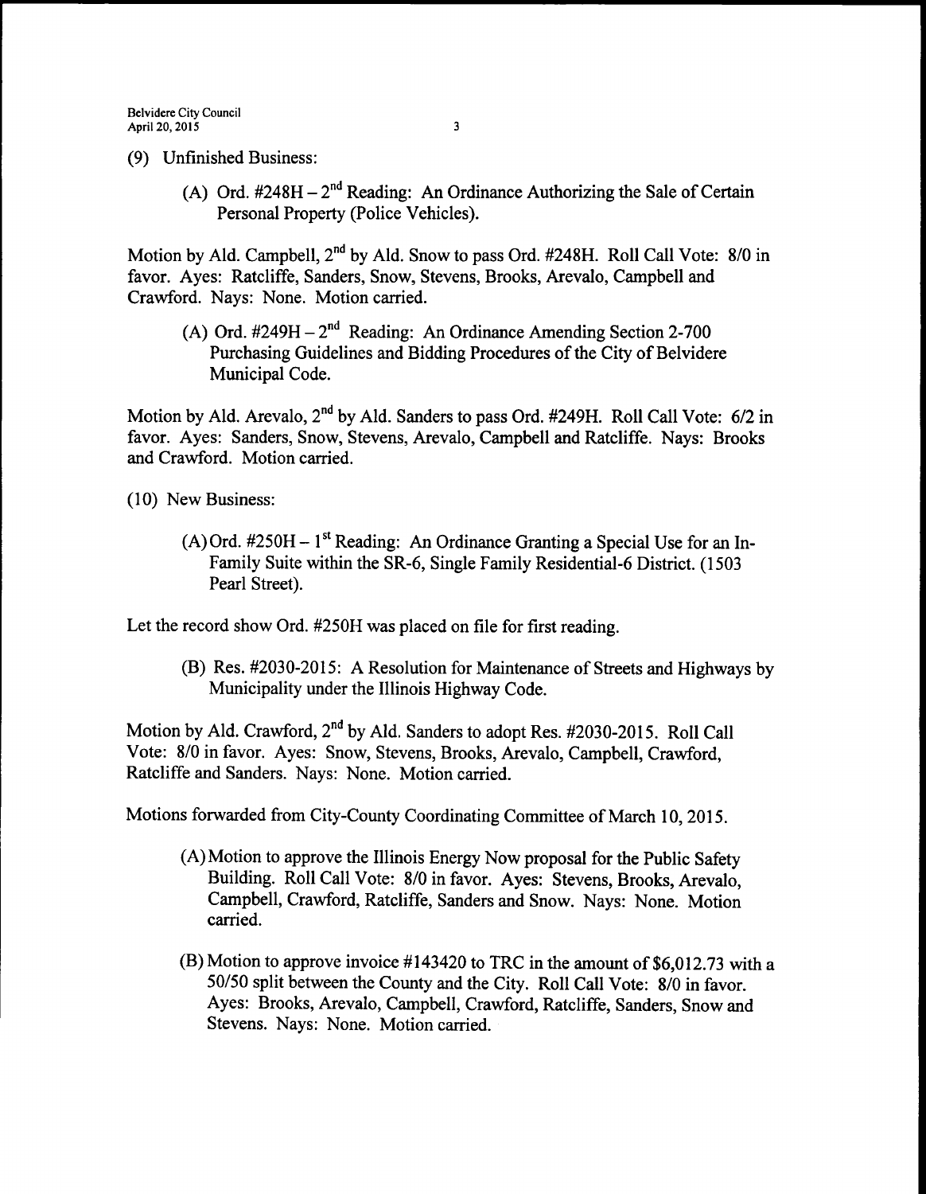(9) Unfinished Business:

(A) Ord. #248H – 2nd Reading: An Ordinance Authorizing the Sale of Certain Personal Property (Police Vehicles).

Motion by Ald. Campbell, 2nd by Ald. Snow to pass Ord. #248H. Roll Call Vote: 8/0 in favor. Ayes: Ratcliffe, Sanders, Snow, Stevens, Brooks, Arevalo, Campbell and Crawford. Nays: None. Motion carried.

(A) Ord. #249H – 2nd Reading: An Ordinance Amending Section 2-700 Purchasing Guidelines and Bidding Procedures of the City of Belvidere Municipal Code.

Motion by Ald. Arevalo, 2nd by Ald. Sanders to pass Ord. #249H. Roll Call Vote: 6/2 in favor. Ayes: Sanders, Snow, Stevens, Arevalo, Campbell and Ratcliffe. Nays: Brooks and Crawford. Motion carried.

(10) New Business:

(A) Ord. #250H – 1st Reading: An Ordinance Granting a Special Use for an In-Family Suite within the SR-6, Single Family Residential-6 District. (1503 Pearl Street).

Let the record show Ord. #250H was placed on file for first reading.

(B) Res. #2030-2015: A Resolution for Maintenance of Streets and Highways by Municipality under the Illinois Highway Code.

Motion by Ald. Crawford, 2nd by Ald. Sanders to adopt Res. #2030-2015. Roll Call Vote: 8/0 in favor. Ayes: Snow, Stevens, Brooks, Arevalo, Campbell, Crawford, Ratcliffe and Sanders. Nays: None. Motion carried.

Motions forwarded from City-County Coordinating Committee of March 10, 2015.

(A) Motion to approve the Illinois Energy Now proposal for the Public Safety Building. Roll Call Vote: 8/0 in favor. Ayes: Stevens, Brooks, Arevalo, Campbell, Crawford, Ratcliffe, Sanders and Snow. Nays: None. Motion carried.

(B) Motion to approve invoice #143420 to TRC in the amount of $6,012.73 with a 50/50 split between the County and the City. Roll Call Vote: 8/0 in favor. Ayes: Brooks, Arevalo, Campbell, Crawford, Ratcliffe, Sanders, Snow and Stevens. Nays: None. Motion carried.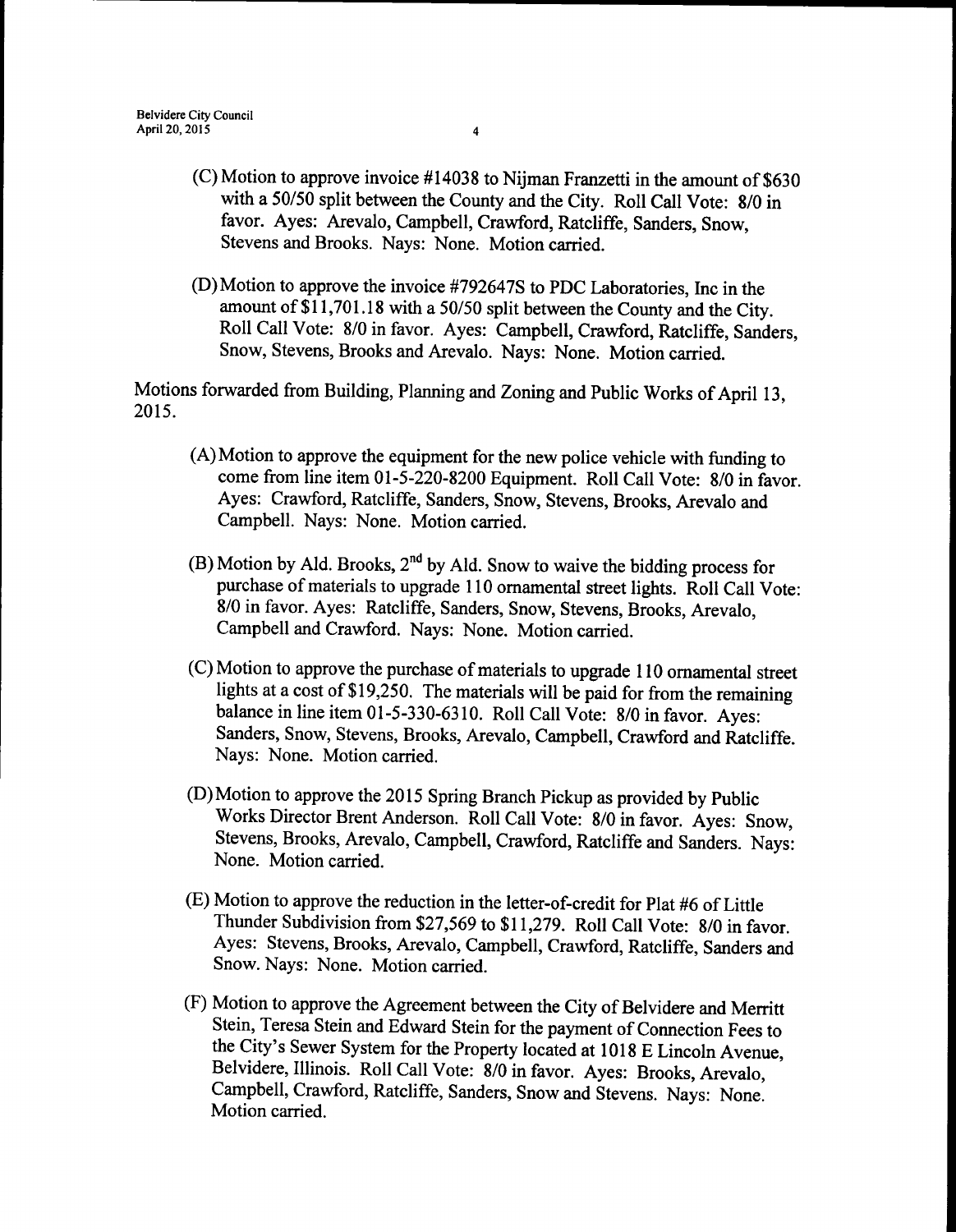(C) Motion to approve invoice #14038 to Nijman Franzetti in the amount of $630 with a 50/50 split between the County and the City. Roll Call Vote: 8/0 in favor. Ayes: Arevalo, Campbell, Crawford, Ratcliffe, Sanders, Snow, Stevens and Brooks. Nays: None. Motion carried.

(D) Motion to approve the invoice #792647S to PDC Laboratories, Inc in the amount of $11,701.18 with a 50/50 split between the County and the City. Roll Call Vote: 8/0 in favor. Ayes: Campbell, Crawford, Ratcliffe, Sanders, Snow, Stevens, Brooks and Arevalo. Nays: None. Motion carried.

Motions forwarded from Building, Planning and Zoning and Public Works of April 13, 2015.

(A) Motion to approve the equipment for the new police vehicle with funding to come from line item 01-5-220-8200 Equipment. Roll Call Vote: 8/0 in favor. Ayes: Crawford, Ratcliffe, Sanders, Snow, Stevens, Brooks, Arevalo and Campbell. Nays: None. Motion carried.

(B) Motion by Ald. Brooks, 2nd by Ald. Snow to waive the bidding process for purchase of materials to upgrade 110 ornamental street lights. Roll Call Vote: 8/0 in favor. Ayes: Ratcliffe, Sanders, Snow, Stevens, Brooks, Arevalo, Campbell and Crawford. Nays: None. Motion carried.

(C) Motion to approve the purchase of materials to upgrade 110 ornamental street lights at a cost of $19,250. The materials will be paid for from the remaining balance in line item 01-5-330-6310. Roll Call Vote: 8/0 in favor. Ayes: Sanders, Snow, Stevens, Brooks, Arevalo, Campbell, Crawford and Ratcliffe. Nays: None. Motion carried.

(D) Motion to approve the 2015 Spring Branch Pickup as provided by Public Works Director Brent Anderson. Roll Call Vote: 8/0 in favor. Ayes: Snow, Stevens, Brooks, Arevalo, Campbell, Crawford, Ratcliffe and Sanders. Nays: None. Motion carried.

(E) Motion to approve the reduction in the letter-of-credit for Plat #6 of Little Thunder Subdivision from $27,569 to $11,279. Roll Call Vote: 8/0 in favor. Ayes: Stevens, Brooks, Arevalo, Campbell, Crawford, Ratcliffe, Sanders and Snow. Nays: None. Motion carried.

(F) Motion to approve the Agreement between the City of Belvidere and Merritt Stein, Teresa Stein and Edward Stein for the payment of Connection Fees to the City's Sewer System for the Property located at 1018 E Lincoln Avenue, Belvidere, Illinois. Roll Call Vote: 8/0 in favor. Ayes: Brooks, Arevalo, Campbell, Crawford, Ratcliffe, Sanders, Snow and Stevens. Nays: None. Motion carried.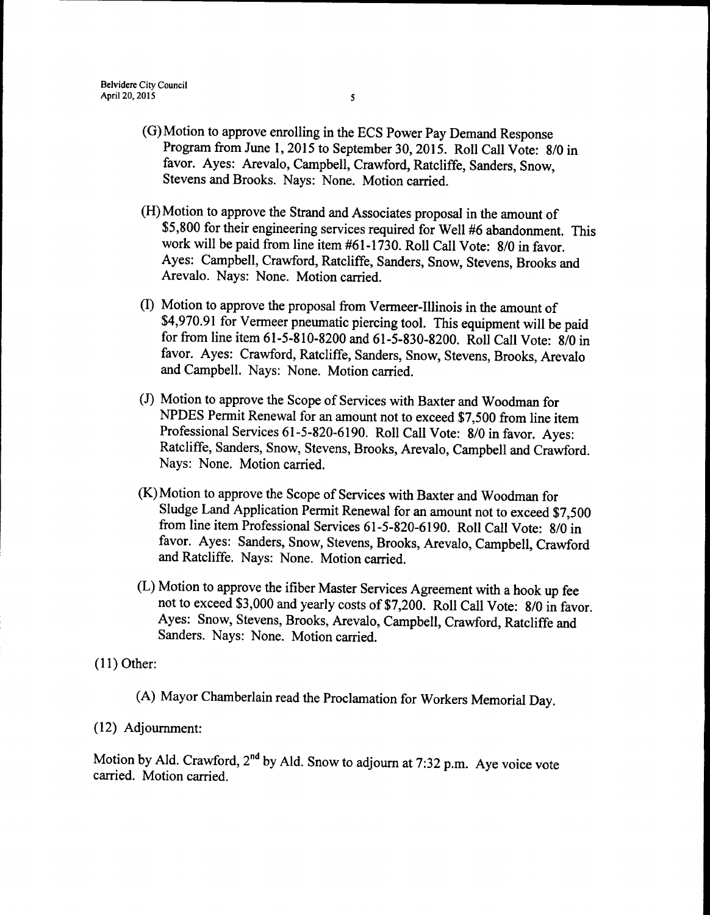(G) Motion to approve enrolling in the ECS Power Pay Demand Response Program from June 1, 2015 to September 30, 2015. Roll Call Vote: 8/0 in favor. Ayes: Arevalo, Campbell, Crawford, Ratcliffe, Sanders, Snow, Stevens and Brooks. Nays: None. Motion carried.

(H) Motion to approve the Strand and Associates proposal in the amount of $5,800 for their engineering services required for Well #6 abandonment. This work will be paid from line item #61-1730. Roll Call Vote: 8/0 in favor. Ayes: Campbell, Crawford, Ratcliffe, Sanders, Snow, Stevens, Brooks and Arevalo. Nays: None. Motion carried.

(I) Motion to approve the proposal from Vermeer-Illinois in the amount of $4,970.91 for Vermeer pneumatic piercing tool. This equipment will be paid for from line item 61-5-810-8200 and 61-5-830-8200. Roll Call Vote: 8/0 in favor. Ayes: Crawford, Ratcliffe, Sanders, Snow, Stevens, Brooks, Arevalo and Campbell. Nays: None. Motion carried.

(J) Motion to approve the Scope of Services with Baxter and Woodman for NPDES Permit Renewal for an amount not to exceed $7,500 from line item Professional Services 61-5-820-6190. Roll Call Vote: 8/0 in favor. Ayes: Ratcliffe, Sanders, Snow, Stevens, Brooks, Arevalo, Campbell and Crawford. Nays: None. Motion carried.

(K) Motion to approve the Scope of Services with Baxter and Woodman for Sludge Land Application Permit Renewal for an amount not to exceed $7,500 from line item Professional Services 61-5-820-6190. Roll Call Vote: 8/0 in favor. Ayes: Sanders, Snow, Stevens, Brooks, Arevalo, Campbell, Crawford and Ratcliffe. Nays: None. Motion carried.

(L) Motion to approve the ifiber Master Services Agreement with a hook up fee not to exceed $3,000 and yearly costs of $7,200. Roll Call Vote: 8/0 in favor. Ayes: Snow, Stevens, Brooks, Arevalo, Campbell, Crawford, Ratcliffe and Sanders. Nays: None. Motion carried.

(11) Other:

(A) Mayor Chamberlain read the Proclamation for Workers Memorial Day.

(12) Adjournment:

Motion by Ald. Crawford, 2nd by Ald. Snow to adjourn at 7:32 p.m. Aye voice vote carried. Motion carried.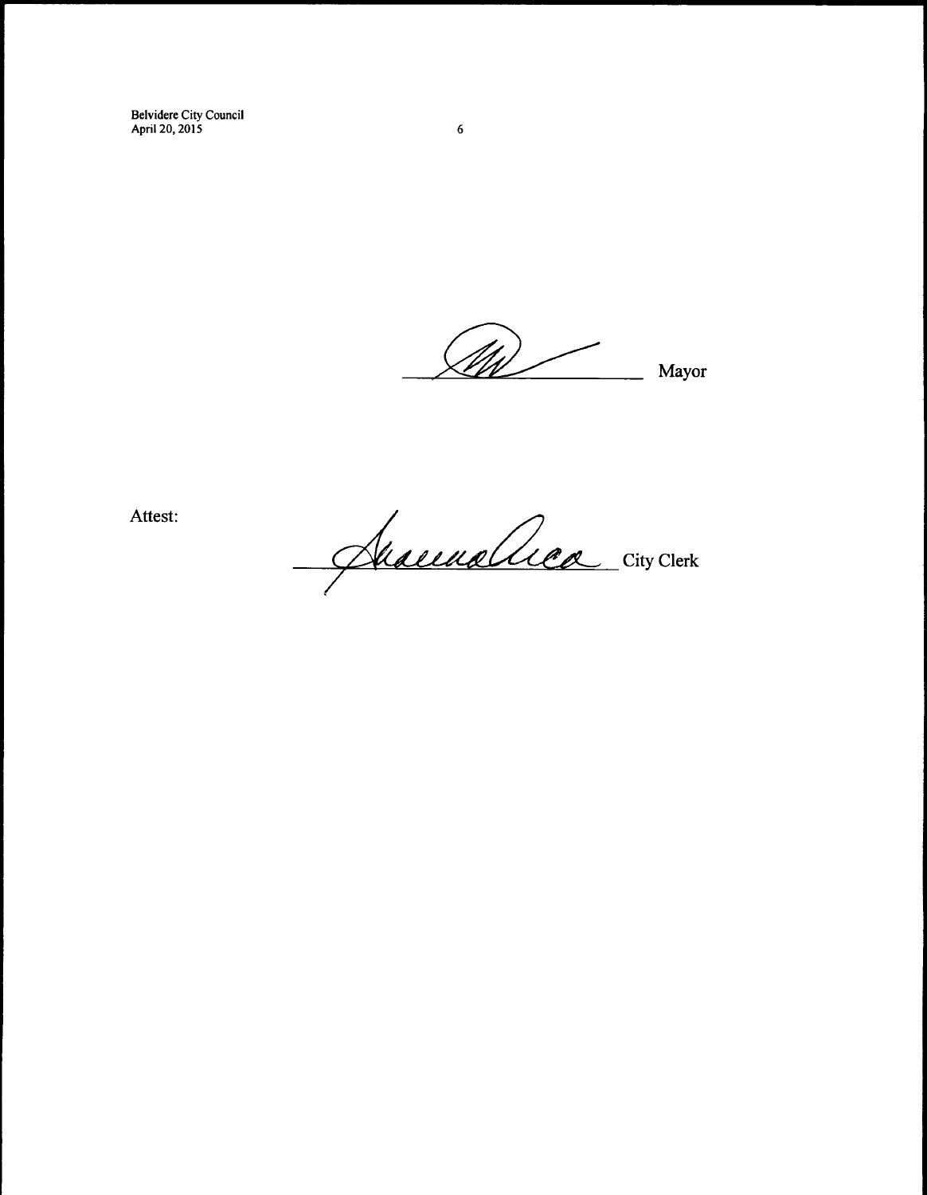\_\_\_\_\_\_\_\_\_\_\_\_\_\_\_\_\_\_\_\_\_\_\_\_\_\_ Mayor

Attest:

\_\_\_\_\_\_\_\_\_\_\_\_\_\_\_\_\_\_\_\_\_\_\_\_\_\_ City Clerk